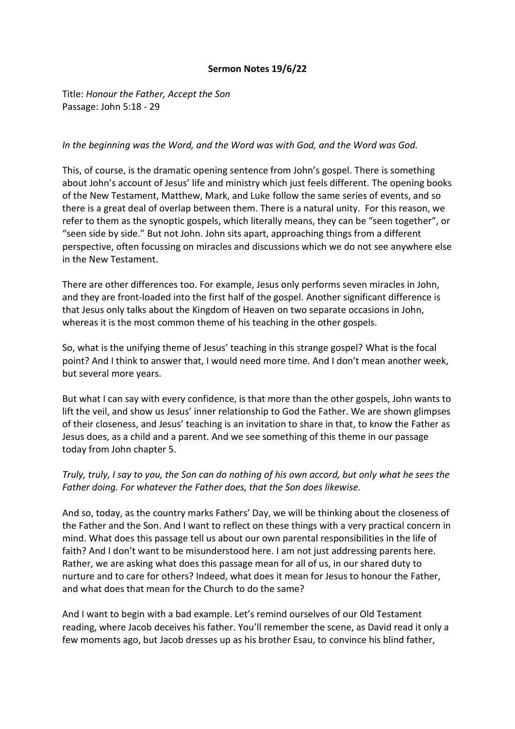**Sermon Notes 19/6/22**

Title: *Honour the Father, Accept the Son*
Passage: John 5:18 - 29

*In the beginning was the Word, and the Word was with God, and the Word was God.*

This, of course, is the dramatic opening sentence from John's gospel. There is something about John's account of Jesus' life and ministry which just feels different. The opening books of the New Testament, Matthew, Mark, and Luke follow the same series of events, and so there is a great deal of overlap between them. There is a natural unity. For this reason, we refer to them as the synoptic gospels, which literally means, they can be "seen together", or "seen side by side." But not John. John sits apart, approaching things from a different perspective, often focussing on miracles and discussions which we do not see anywhere else in the New Testament.

There are other differences too. For example, Jesus only performs seven miracles in John, and they are front-loaded into the first half of the gospel. Another significant difference is that Jesus only talks about the Kingdom of Heaven on two separate occasions in John, whereas it is the most common theme of his teaching in the other gospels.

So, what is the unifying theme of Jesus' teaching in this strange gospel? What is the focal point? And I think to answer that, I would need more time. And I don't mean another week, but several more years.

But what I can say with every confidence, is that more than the other gospels, John wants to lift the veil, and show us Jesus' inner relationship to God the Father. We are shown glimpses of their closeness, and Jesus' teaching is an invitation to share in that, to know the Father as Jesus does, as a child and a parent. And we see something of this theme in our passage today from John chapter 5.

*Truly, truly, I say to you, the Son can do nothing of his own accord, but only what he sees the Father doing. For whatever the Father does, that the Son does likewise.*

And so, today, as the country marks Fathers' Day, we will be thinking about the closeness of the Father and the Son. And I want to reflect on these things with a very practical concern in mind. What does this passage tell us about our own parental responsibilities in the life of faith? And I don't want to be misunderstood here. I am not just addressing parents here. Rather, we are asking what does this passage mean for all of us, in our shared duty to nurture and to care for others? Indeed, what does it mean for Jesus to honour the Father, and what does that mean for the Church to do the same?

And I want to begin with a bad example. Let's remind ourselves of our Old Testament reading, where Jacob deceives his father. You'll remember the scene, as David read it only a few moments ago, but Jacob dresses up as his brother Esau, to convince his blind father,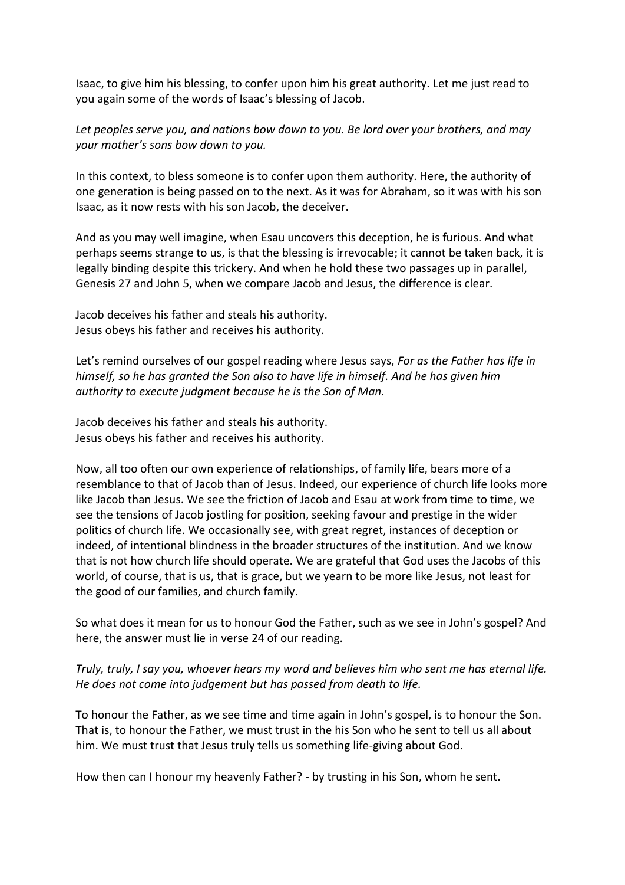Isaac, to give him his blessing, to confer upon him his great authority. Let me just read to you again some of the words of Isaac's blessing of Jacob.

*Let peoples serve you, and nations bow down to you. Be lord over your brothers, and may your mother's sons bow down to you.*

In this context, to bless someone is to confer upon them authority. Here, the authority of one generation is being passed on to the next. As it was for Abraham, so it was with his son Isaac, as it now rests with his son Jacob, the deceiver.

And as you may well imagine, when Esau uncovers this deception, he is furious. And what perhaps seems strange to us, is that the blessing is irrevocable; it cannot be taken back, it is legally binding despite this trickery. And when he hold these two passages up in parallel, Genesis 27 and John 5, when we compare Jacob and Jesus, the difference is clear.

Jacob deceives his father and steals his authority.
Jesus obeys his father and receives his authority.

Let's remind ourselves of our gospel reading where Jesus says, *For as the Father has life in himself, so he has <u>granted</u> the Son also to have life in himself. And he has given him authority to execute judgment because he is the Son of Man.*

Jacob deceives his father and steals his authority.
Jesus obeys his father and receives his authority.

Now, all too often our own experience of relationships, of family life, bears more of a resemblance to that of Jacob than of Jesus. Indeed, our experience of church life looks more like Jacob than Jesus. We see the friction of Jacob and Esau at work from time to time, we see the tensions of Jacob jostling for position, seeking favour and prestige in the wider politics of church life. We occasionally see, with great regret, instances of deception or indeed, of intentional blindness in the broader structures of the institution. And we know that is not how church life should operate. We are grateful that God uses the Jacobs of this world, of course, that is us, that is grace, but we yearn to be more like Jesus, not least for the good of our families, and church family.

So what does it mean for us to honour God the Father, such as we see in John's gospel? And here, the answer must lie in verse 24 of our reading.

*Truly, truly, I say you, whoever hears my word and believes him who sent me has eternal life. He does not come into judgement but has passed from death to life.*

To honour the Father, as we see time and time again in John's gospel, is to honour the Son. That is, to honour the Father, we must trust in the his Son who he sent to tell us all about him. We must trust that Jesus truly tells us something life-giving about God.

How then can I honour my heavenly Father? - by trusting in his Son, whom he sent.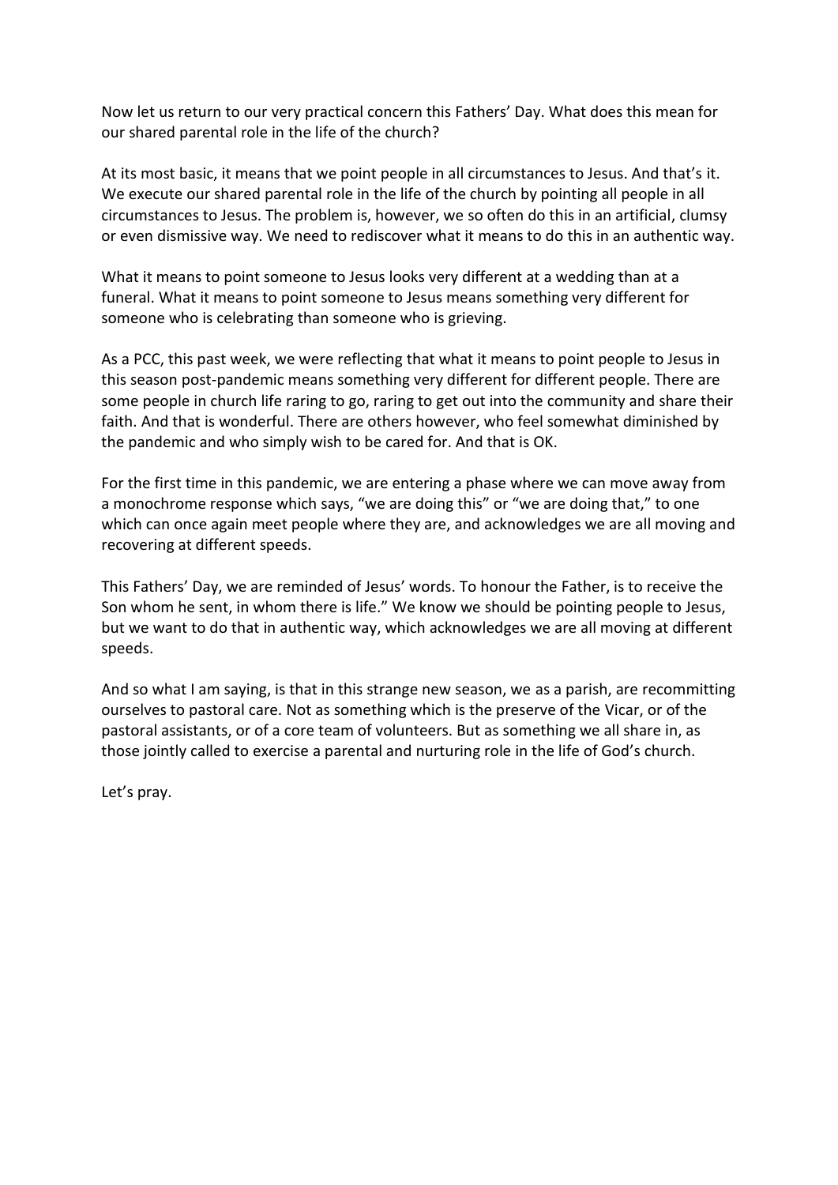Now let us return to our very practical concern this Fathers' Day. What does this mean for our shared parental role in the life of the church?

At its most basic, it means that we point people in all circumstances to Jesus. And that's it. We execute our shared parental role in the life of the church by pointing all people in all circumstances to Jesus. The problem is, however, we so often do this in an artificial, clumsy or even dismissive way. We need to rediscover what it means to do this in an authentic way.

What it means to point someone to Jesus looks very different at a wedding than at a funeral. What it means to point someone to Jesus means something very different for someone who is celebrating than someone who is grieving.

As a PCC, this past week, we were reflecting that what it means to point people to Jesus in this season post-pandemic means something very different for different people. There are some people in church life raring to go, raring to get out into the community and share their faith. And that is wonderful. There are others however, who feel somewhat diminished by the pandemic and who simply wish to be cared for. And that is OK.

For the first time in this pandemic, we are entering a phase where we can move away from a monochrome response which says, "we are doing this" or "we are doing that," to one which can once again meet people where they are, and acknowledges we are all moving and recovering at different speeds.

This Fathers' Day, we are reminded of Jesus' words. To honour the Father, is to receive the Son whom he sent, in whom there is life." We know we should be pointing people to Jesus, but we want to do that in authentic way, which acknowledges we are all moving at different speeds.

And so what I am saying, is that in this strange new season, we as a parish, are recommitting ourselves to pastoral care. Not as something which is the preserve of the Vicar, or of the pastoral assistants, or of a core team of volunteers. But as something we all share in, as those jointly called to exercise a parental and nurturing role in the life of God's church.

Let's pray.